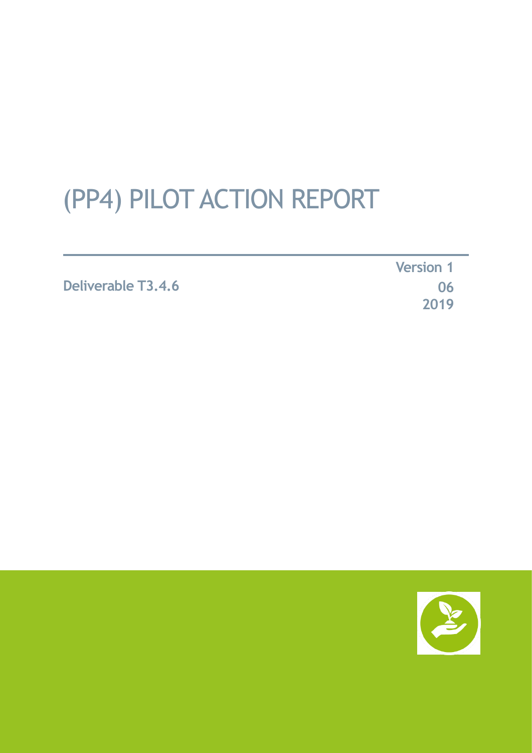# (PP4) PILOT ACTION REPORT

**Deliverable T3.4.6**

**Version 1**
**06**
**2019**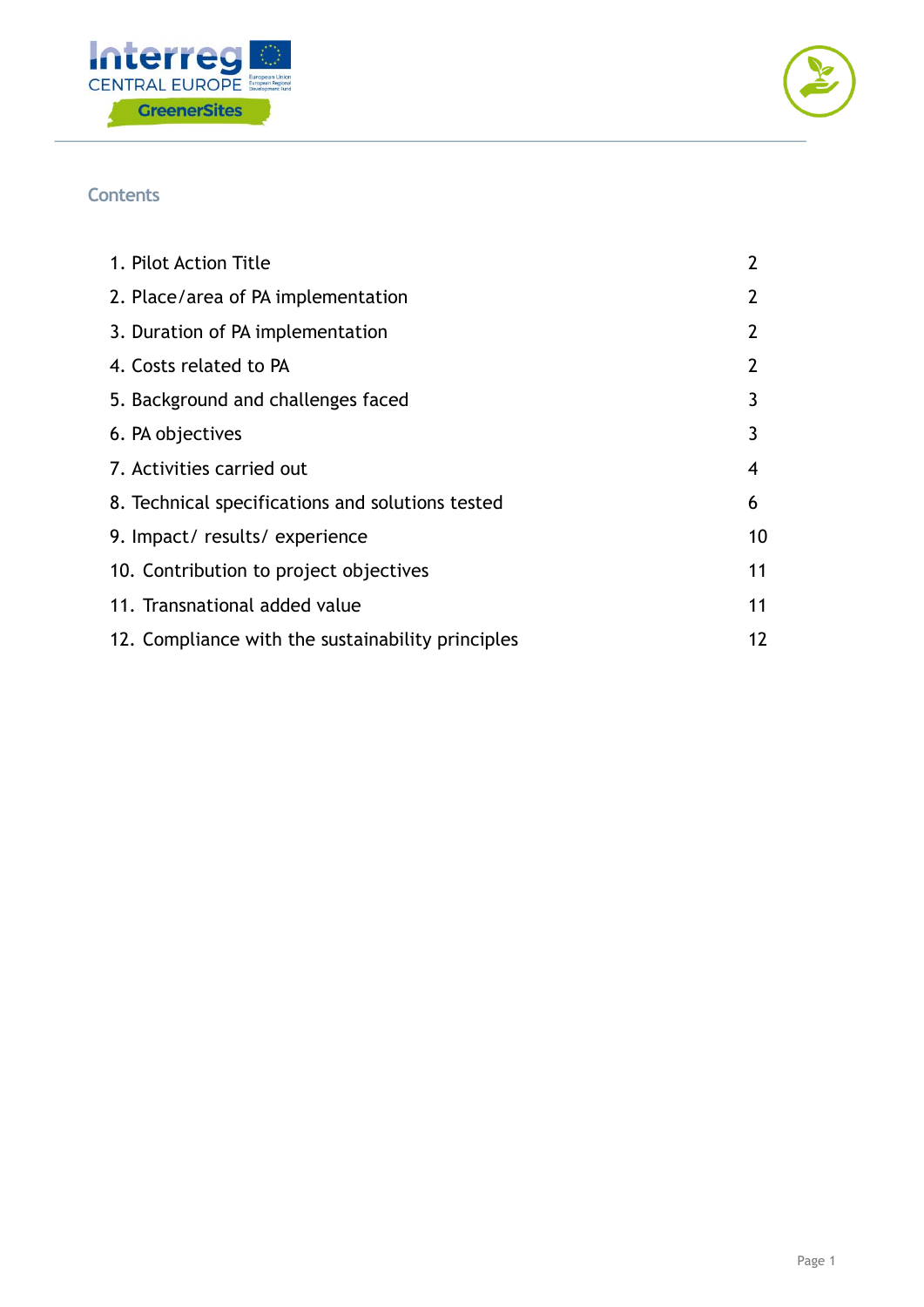## Contents

| | |
|---|---|
| 1. Pilot Action Title | 2 |
| 2. Place/area of PA implementation | 2 |
| 3. Duration of PA implementation | 2 |
| 4. Costs related to PA | 2 |
| 5. Background and challenges faced | 3 |
| 6. PA objectives | 3 |
| 7. Activities carried out | 4 |
| 8. Technical specifications and solutions tested | 6 |
| 9. Impact/ results/ experience | 10 |
| 10. Contribution to project objectives | 11 |
| 11. Transnational added value | 11 |
| 12. Compliance with the sustainability principles | 12 |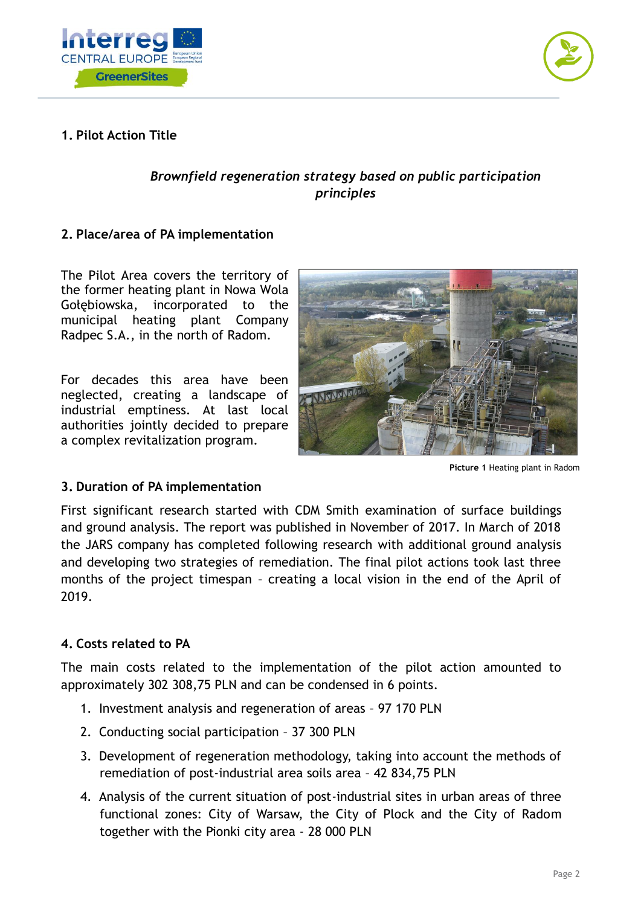## 1. Pilot Action Title

*Brownfield regeneration strategy based on public participation principles*

## 2. Place/area of PA implementation

The Pilot Area covers the territory of the former heating plant in Nowa Wola Gołębiowska, incorporated to the municipal heating plant Company Radpec S.A., in the north of Radom.

For decades this area have been neglected, creating a landscape of industrial emptiness. At last local authorities jointly decided to prepare a complex revitalization program.

**Picture 1** Heating plant in Radom

## 3. Duration of PA implementation

First significant research started with CDM Smith examination of surface buildings and ground analysis. The report was published in November of 2017. In March of 2018 the JARS company has completed following research with additional ground analysis and developing two strategies of remediation. The final pilot actions took last three months of the project timespan – creating a local vision in the end of the April of 2019.

## 4. Costs related to PA

The main costs related to the implementation of the pilot action amounted to approximately 302 308,75 PLN and can be condensed in 6 points.

1. Investment analysis and regeneration of areas – 97 170 PLN
2. Conducting social participation – 37 300 PLN
3. Development of regeneration methodology, taking into account the methods of remediation of post-industrial area soils area – 42 834,75 PLN
4. Analysis of the current situation of post-industrial sites in urban areas of three functional zones: City of Warsaw, the City of Plock and the City of Radom together with the Pionki city area - 28 000 PLN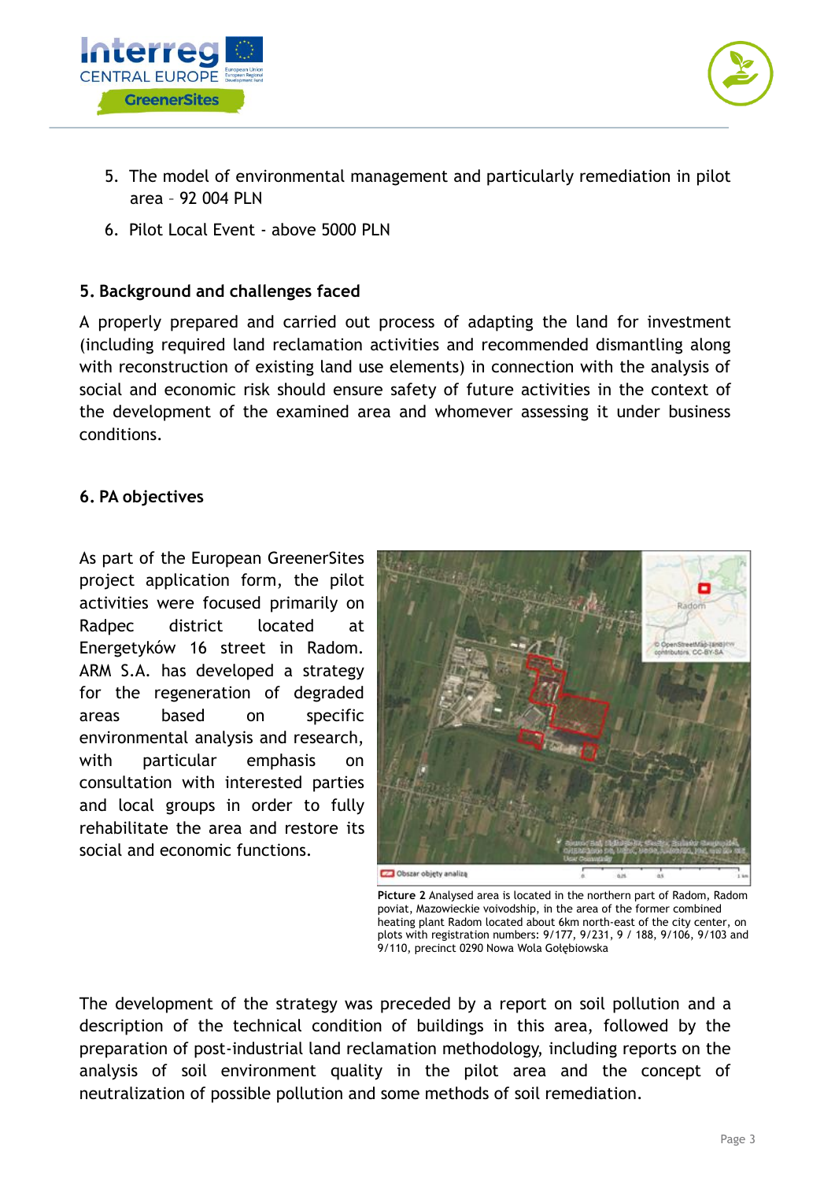5. The model of environmental management and particularly remediation in pilot area – 92 004 PLN
6. Pilot Local Event - above 5000 PLN

## 5. Background and challenges faced

A properly prepared and carried out process of adapting the land for investment (including required land reclamation activities and recommended dismantling along with reconstruction of existing land use elements) in connection with the analysis of social and economic risk should ensure safety of future activities in the context of the development of the examined area and whomever assessing it under business conditions.

## 6. PA objectives

As part of the European GreenerSites project application form, the pilot activities were focused primarily on Radpec district located at Energetyków 16 street in Radom. ARM S.A. has developed a strategy for the regeneration of degraded areas based on specific environmental analysis and research, with particular emphasis on consultation with interested parties and local groups in order to fully rehabilitate the area and restore its social and economic functions.

**Picture 2** Analysed area is located in the northern part of Radom, Radom poviat, Mazowieckie voivodship, in the area of the former combined heating plant Radom located about 6km north-east of the city center, on plots with registration numbers: 9/177, 9/231, 9 / 188, 9/106, 9/103 and 9/110, precinct 0290 Nowa Wola Gołębiowska

The development of the strategy was preceded by a report on soil pollution and a description of the technical condition of buildings in this area, followed by the preparation of post-industrial land reclamation methodology, including reports on the analysis of soil environment quality in the pilot area and the concept of neutralization of possible pollution and some methods of soil remediation.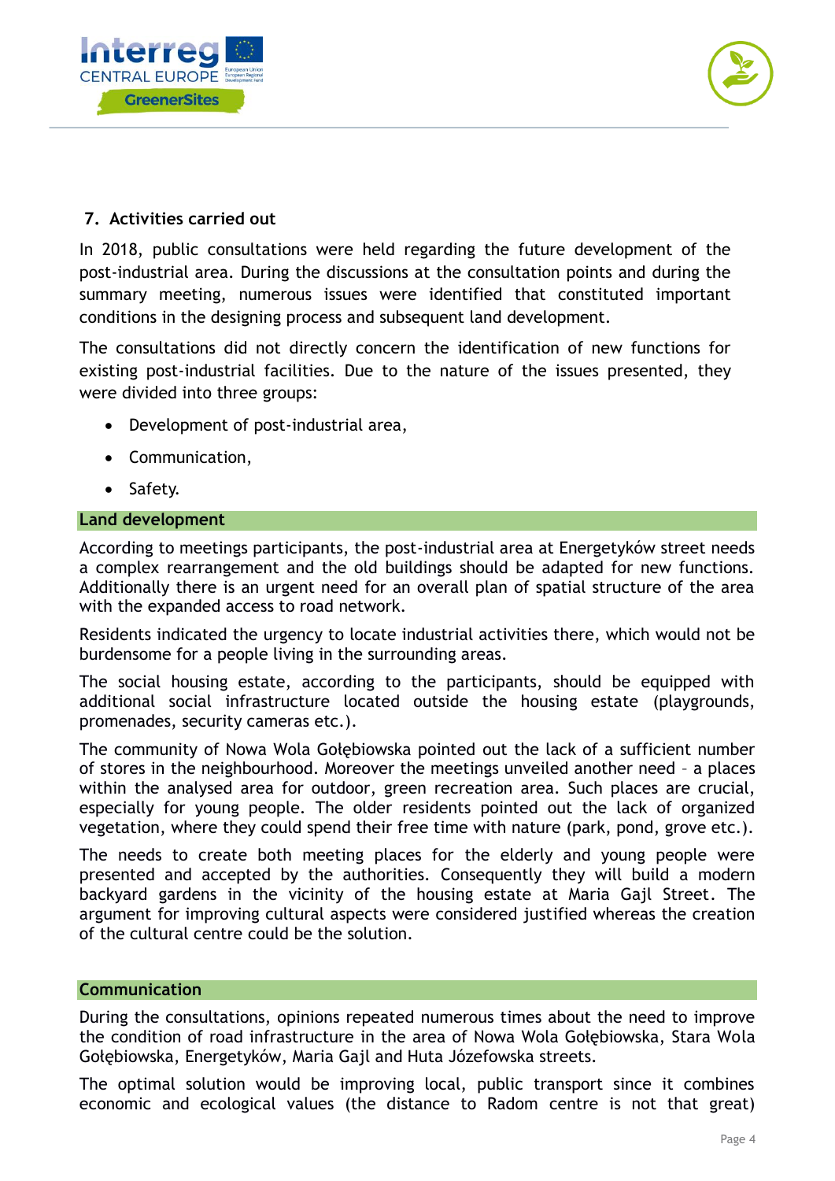## 7. Activities carried out

In 2018, public consultations were held regarding the future development of the post-industrial area. During the discussions at the consultation points and during the summary meeting, numerous issues were identified that constituted important conditions in the designing process and subsequent land development.

The consultations did not directly concern the identification of new functions for existing post-industrial facilities. Due to the nature of the issues presented, they were divided into three groups:

- Development of post-industrial area,
- Communication,
- Safety.

### Land development

According to meetings participants, the post-industrial area at Energetyków street needs a complex rearrangement and the old buildings should be adapted for new functions. Additionally there is an urgent need for an overall plan of spatial structure of the area with the expanded access to road network.

Residents indicated the urgency to locate industrial activities there, which would not be burdensome for a people living in the surrounding areas.

The social housing estate, according to the participants, should be equipped with additional social infrastructure located outside the housing estate (playgrounds, promenades, security cameras etc.).

The community of Nowa Wola Gołębiowska pointed out the lack of a sufficient number of stores in the neighbourhood. Moreover the meetings unveiled another need – a places within the analysed area for outdoor, green recreation area. Such places are crucial, especially for young people. The older residents pointed out the lack of organized vegetation, where they could spend their free time with nature (park, pond, grove etc.).

The needs to create both meeting places for the elderly and young people were presented and accepted by the authorities. Consequently they will build a modern backyard gardens in the vicinity of the housing estate at Maria Gajl Street. The argument for improving cultural aspects were considered justified whereas the creation of the cultural centre could be the solution.

### Communication

During the consultations, opinions repeated numerous times about the need to improve the condition of road infrastructure in the area of Nowa Wola Gołębiowska, Stara Wola Gołębiowska, Energetyków, Maria Gajl and Huta Józefowska streets.

The optimal solution would be improving local, public transport since it combines economic and ecological values (the distance to Radom centre is not that great)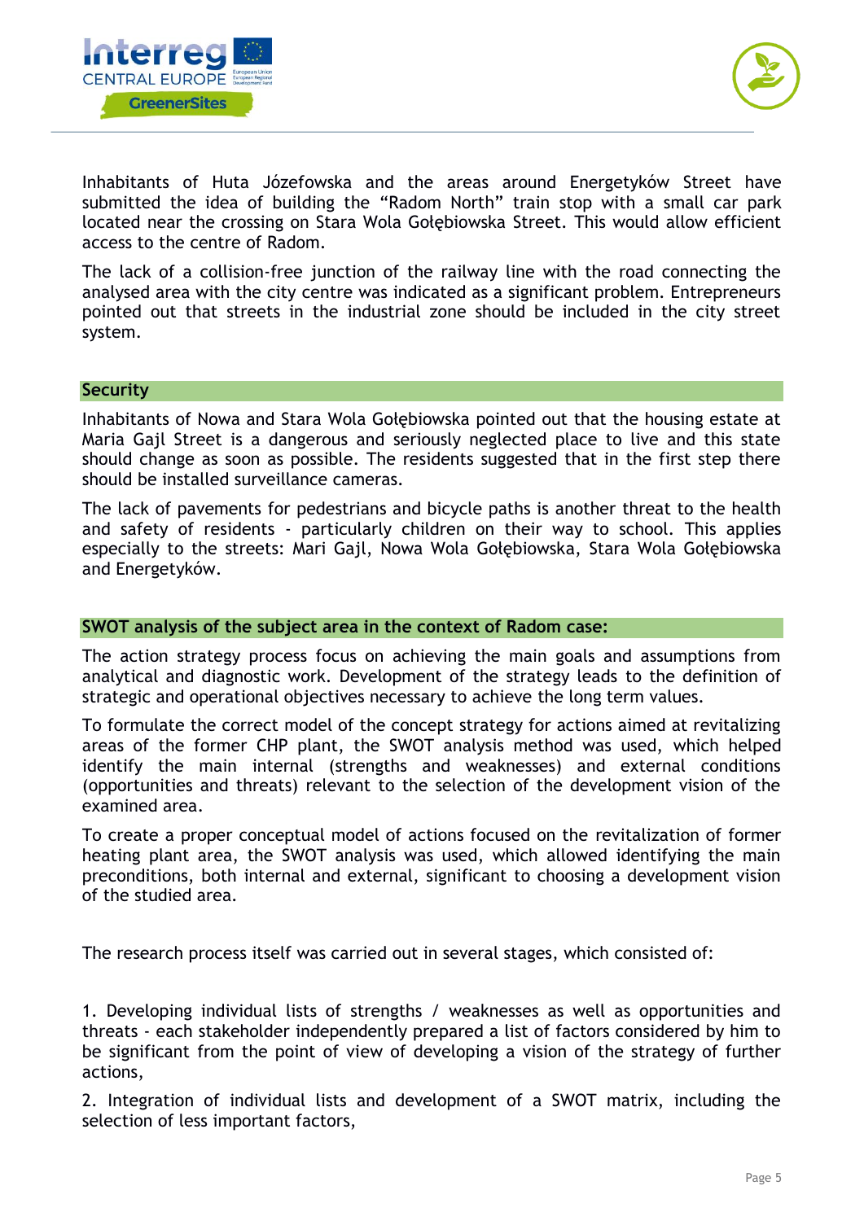Inhabitants of Huta Józefowska and the areas around Energetyków Street have submitted the idea of building the "Radom North" train stop with a small car park located near the crossing on Stara Wola Gołębiowska Street. This would allow efficient access to the centre of Radom.

The lack of a collision-free junction of the railway line with the road connecting the analysed area with the city centre was indicated as a significant problem. Entrepreneurs pointed out that streets in the industrial zone should be included in the city street system.

## Security

Inhabitants of Nowa and Stara Wola Gołębiowska pointed out that the housing estate at Maria Gajl Street is a dangerous and seriously neglected place to live and this state should change as soon as possible. The residents suggested that in the first step there should be installed surveillance cameras.

The lack of pavements for pedestrians and bicycle paths is another threat to the health and safety of residents - particularly children on their way to school. This applies especially to the streets: Mari Gajl, Nowa Wola Gołębiowska, Stara Wola Gołębiowska and Energetyków.

## SWOT analysis of the subject area in the context of Radom case:

The action strategy process focus on achieving the main goals and assumptions from analytical and diagnostic work. Development of the strategy leads to the definition of strategic and operational objectives necessary to achieve the long term values.

To formulate the correct model of the concept strategy for actions aimed at revitalizing areas of the former CHP plant, the SWOT analysis method was used, which helped identify the main internal (strengths and weaknesses) and external conditions (opportunities and threats) relevant to the selection of the development vision of the examined area.

To create a proper conceptual model of actions focused on the revitalization of former heating plant area, the SWOT analysis was used, which allowed identifying the main preconditions, both internal and external, significant to choosing a development vision of the studied area.

The research process itself was carried out in several stages, which consisted of:

1. Developing individual lists of strengths / weaknesses as well as opportunities and threats - each stakeholder independently prepared a list of factors considered by him to be significant from the point of view of developing a vision of the strategy of further actions,
2. Integration of individual lists and development of a SWOT matrix, including the selection of less important factors,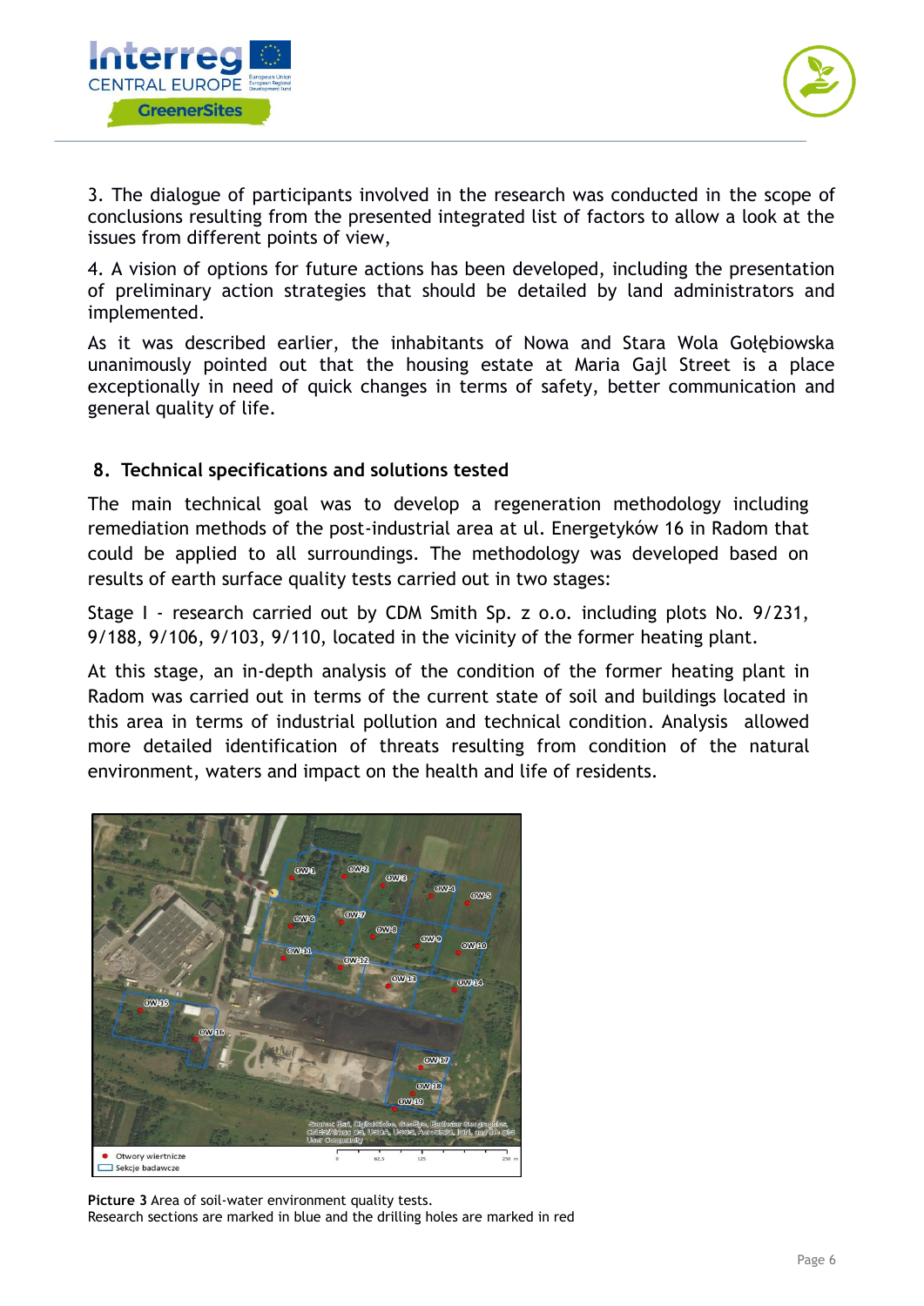3. The dialogue of participants involved in the research was conducted in the scope of conclusions resulting from the presented integrated list of factors to allow a look at the issues from different points of view,

4. A vision of options for future actions has been developed, including the presentation of preliminary action strategies that should be detailed by land administrators and implemented.

As it was described earlier, the inhabitants of Nowa and Stara Wola Gołębiowska unanimously pointed out that the housing estate at Maria Gajl Street is a place exceptionally in need of quick changes in terms of safety, better communication and general quality of life.

## 8. Technical specifications and solutions tested

The main technical goal was to develop a regeneration methodology including remediation methods of the post-industrial area at ul. Energetyków 16 in Radom that could be applied to all surroundings. The methodology was developed based on results of earth surface quality tests carried out in two stages:

Stage I - research carried out by CDM Smith Sp. z o.o. including plots No. 9/231, 9/188, 9/106, 9/103, 9/110, located in the vicinity of the former heating plant.

At this stage, an in-depth analysis of the condition of the former heating plant in Radom was carried out in terms of the current state of soil and buildings located in this area in terms of industrial pollution and technical condition. Analysis allowed more detailed identification of threats resulting from condition of the natural environment, waters and impact on the health and life of residents.

**Picture 3** Area of soil-water environment quality tests.
Research sections are marked in blue and the drilling holes are marked in red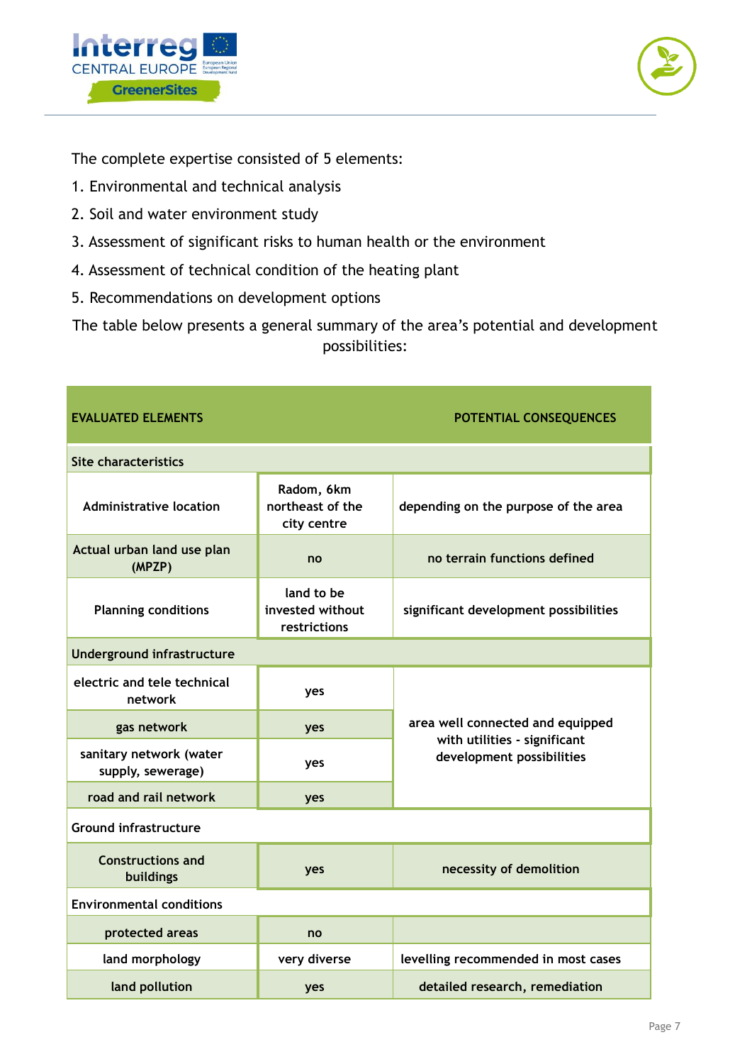The complete expertise consisted of 5 elements:

1. Environmental and technical analysis
2. Soil and water environment study
3. Assessment of significant risks to human health or the environment
4. Assessment of technical condition of the heating plant
5. Recommendations on development options

The table below presents a general summary of the area's potential and development possibilities:

| EVALUATED ELEMENTS | | POTENTIAL CONSEQUENCES |
|---|---|---|
| **Site characteristics** | | |
| Administrative location | Radom, 6km northeast of the city centre | depending on the purpose of the area |
| Actual urban land use plan (MPZP) | no | no terrain functions defined |
| Planning conditions | land to be invested without restrictions | significant development possibilities |
| **Underground infrastructure** | | |
| electric and tele technical network | yes | area well connected and equipped with utilities - significant development possibilities |
| gas network | yes | |
| sanitary network (water supply, sewerage) | yes | |
| road and rail network | yes | |
| **Ground infrastructure** | | |
| Constructions and buildings | yes | necessity of demolition |
| **Environmental conditions** | | |
| protected areas | no | |
| land morphology | very diverse | levelling recommended in most cases |
| land pollution | yes | detailed research, remediation |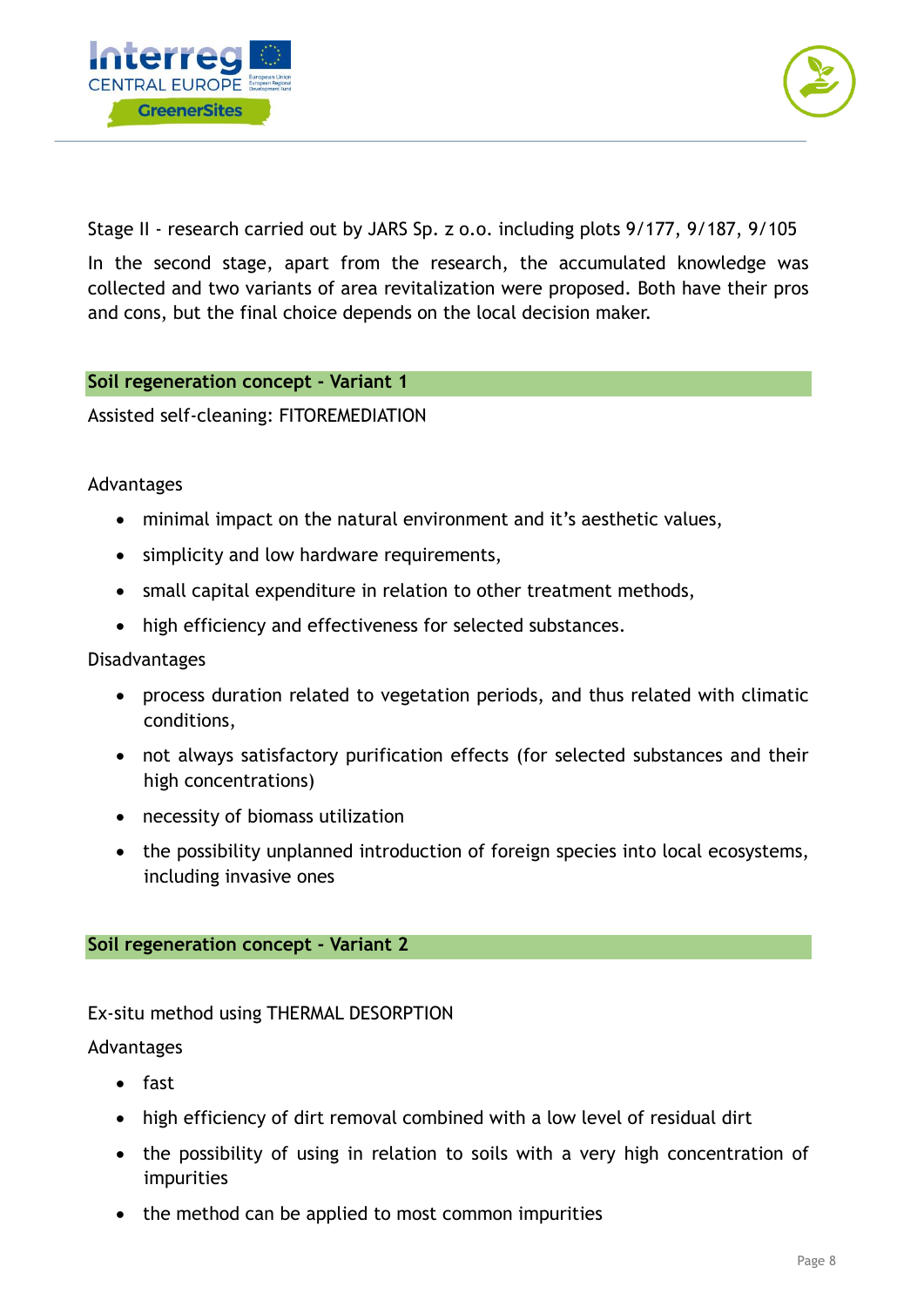Stage II - research carried out by JARS Sp. z o.o. including plots 9/177, 9/187, 9/105

In the second stage, apart from the research, the accumulated knowledge was collected and two variants of area revitalization were proposed. Both have their pros and cons, but the final choice depends on the local decision maker.

## Soil regeneration concept - Variant 1

Assisted self-cleaning: FITOREMEDIATION

Advantages

- minimal impact on the natural environment and it's aesthetic values,
- simplicity and low hardware requirements,
- small capital expenditure in relation to other treatment methods,
- high efficiency and effectiveness for selected substances.

Disadvantages

- process duration related to vegetation periods, and thus related with climatic conditions,
- not always satisfactory purification effects (for selected substances and their high concentrations)
- necessity of biomass utilization
- the possibility unplanned introduction of foreign species into local ecosystems, including invasive ones

## Soil regeneration concept - Variant 2

Ex-situ method using THERMAL DESORPTION

Advantages

- fast
- high efficiency of dirt removal combined with a low level of residual dirt
- the possibility of using in relation to soils with a very high concentration of impurities
- the method can be applied to most common impurities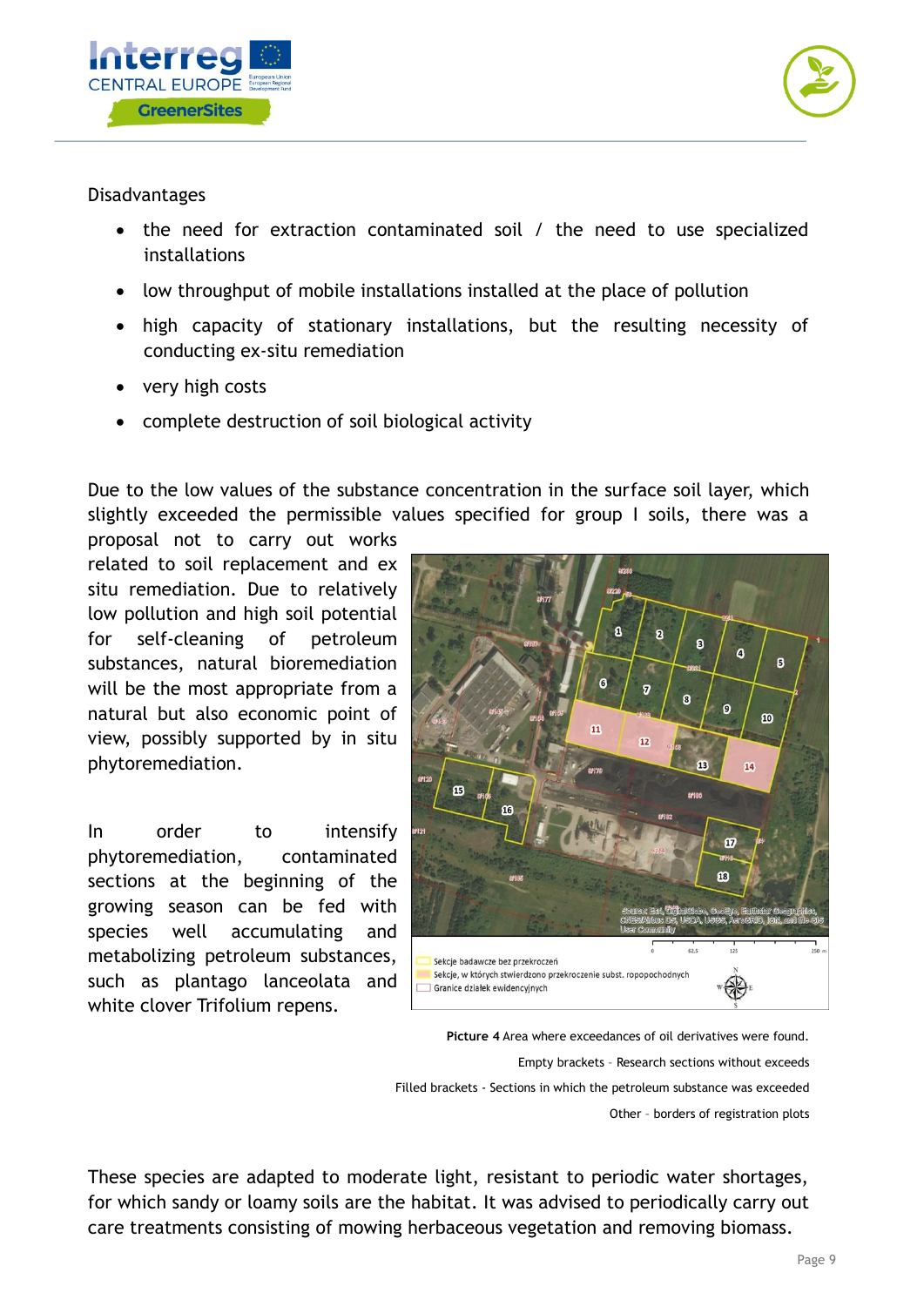Disadvantages

- the need for extraction contaminated soil / the need to use specialized installations
- low throughput of mobile installations installed at the place of pollution
- high capacity of stationary installations, but the resulting necessity of conducting ex-situ remediation
- very high costs
- complete destruction of soil biological activity

Due to the low values of the substance concentration in the surface soil layer, which slightly exceeded the permissible values specified for group I soils, there was a proposal not to carry out works related to soil replacement and ex situ remediation. Due to relatively low pollution and high soil potential for self-cleaning of petroleum substances, natural bioremediation will be the most appropriate from a natural but also economic point of view, possibly supported by in situ phytoremediation.

In order to intensify phytoremediation, contaminated sections at the beginning of the growing season can be fed with species well accumulating and metabolizing petroleum substances, such as plantago lanceolata and white clover Trifolium repens.

**Picture 4** Area where exceedances of oil derivatives were found.

Empty brackets – Research sections without exceeds

Filled brackets - Sections in which the petroleum substance was exceeded

Other – borders of registration plots

These species are adapted to moderate light, resistant to periodic water shortages, for which sandy or loamy soils are the habitat. It was advised to periodically carry out care treatments consisting of mowing herbaceous vegetation and removing biomass.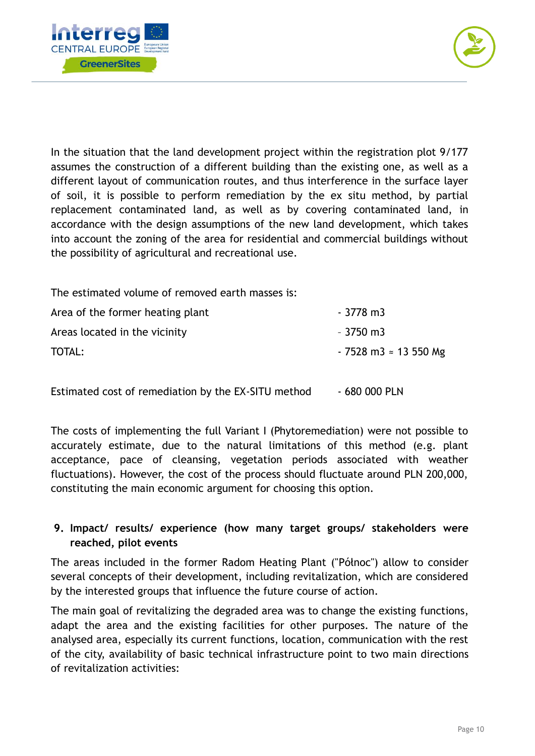In the situation that the land development project within the registration plot 9/177 assumes the construction of a different building than the existing one, as well as a different layout of communication routes, and thus interference in the surface layer of soil, it is possible to perform remediation by the ex situ method, by partial replacement contaminated land, as well as by covering contaminated land, in accordance with the design assumptions of the new land development, which takes into account the zoning of the area for residential and commercial buildings without the possibility of agricultural and recreational use.

The estimated volume of removed earth masses is:

| | |
|---|---|
| Area of the former heating plant | - 3778 m3 |
| Areas located in the vicinity | - 3750 m3 |
| TOTAL: | - 7528 m3 ≈ 13 550 Mg |

| | |
|---|---|
| Estimated cost of remediation by the EX-SITU method | - 680 000 PLN |

The costs of implementing the full Variant I (Phytoremediation) were not possible to accurately estimate, due to the natural limitations of this method (e.g. plant acceptance, pace of cleansing, vegetation periods associated with weather fluctuations). However, the cost of the process should fluctuate around PLN 200,000, constituting the main economic argument for choosing this option.

## 9. Impact/ results/ experience (how many target groups/ stakeholders were reached, pilot events

The areas included in the former Radom Heating Plant ("Północ") allow to consider several concepts of their development, including revitalization, which are considered by the interested groups that influence the future course of action.

The main goal of revitalizing the degraded area was to change the existing functions, adapt the area and the existing facilities for other purposes. The nature of the analysed area, especially its current functions, location, communication with the rest of the city, availability of basic technical infrastructure point to two main directions of revitalization activities: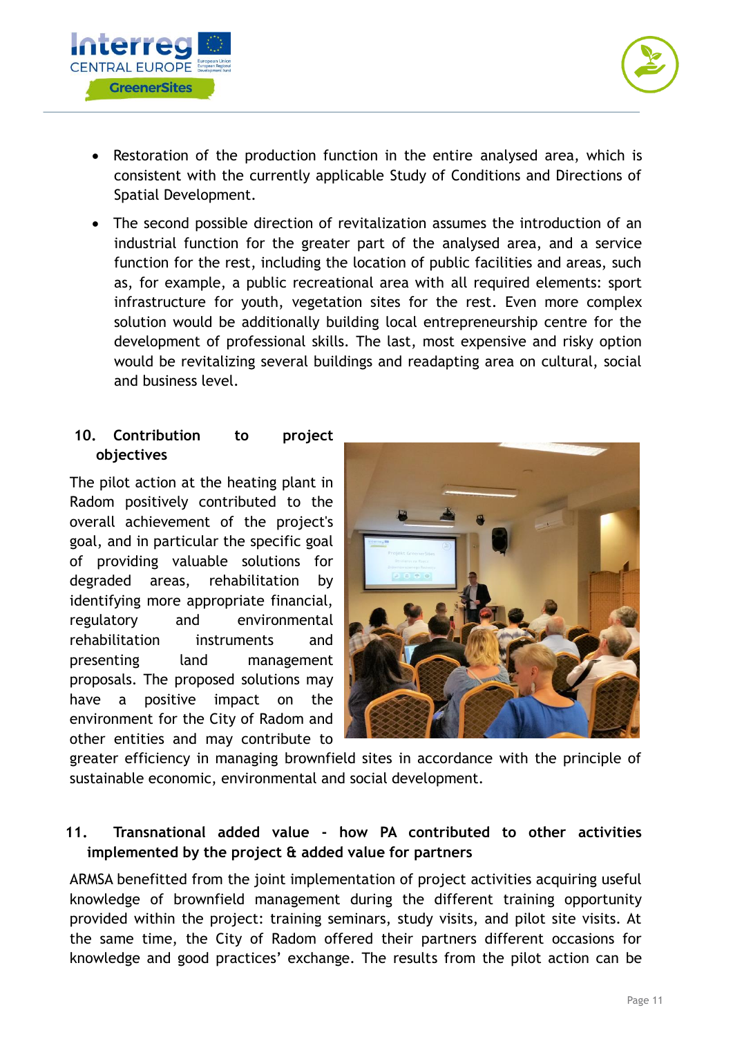- Restoration of the production function in the entire analysed area, which is consistent with the currently applicable Study of Conditions and Directions of Spatial Development.
- The second possible direction of revitalization assumes the introduction of an industrial function for the greater part of the analysed area, and a service function for the rest, including the location of public facilities and areas, such as, for example, a public recreational area with all required elements: sport infrastructure for youth, vegetation sites for the rest. Even more complex solution would be additionally building local entrepreneurship centre for the development of professional skills. The last, most expensive and risky option would be revitalizing several buildings and readapting area on cultural, social and business level.

## 10. Contribution to project objectives

The pilot action at the heating plant in Radom positively contributed to the overall achievement of the project's goal, and in particular the specific goal of providing valuable solutions for degraded areas, rehabilitation by identifying more appropriate financial, regulatory and environmental rehabilitation instruments and presenting land management proposals. The proposed solutions may have a positive impact on the environment for the City of Radom and other entities and may contribute to greater efficiency in managing brownfield sites in accordance with the principle of sustainable economic, environmental and social development.

## 11. Transnational added value - how PA contributed to other activities implemented by the project & added value for partners

ARMSA benefitted from the joint implementation of project activities acquiring useful knowledge of brownfield management during the different training opportunity provided within the project: training seminars, study visits, and pilot site visits. At the same time, the City of Radom offered their partners different occasions for knowledge and good practices' exchange. The results from the pilot action can be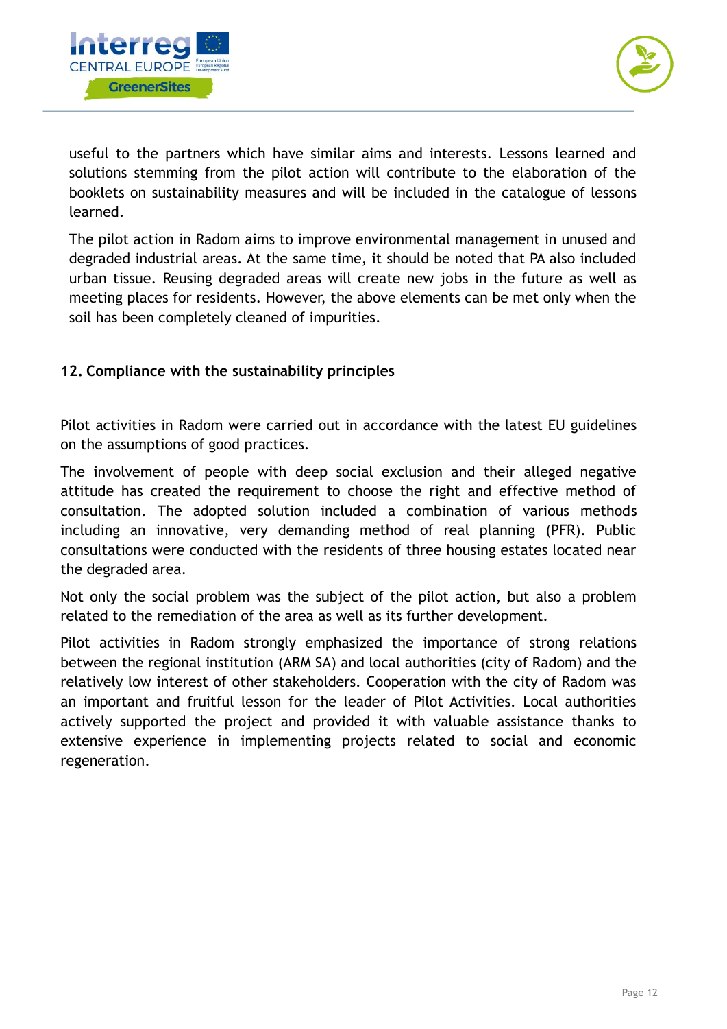useful to the partners which have similar aims and interests. Lessons learned and solutions stemming from the pilot action will contribute to the elaboration of the booklets on sustainability measures and will be included in the catalogue of lessons learned.

The pilot action in Radom aims to improve environmental management in unused and degraded industrial areas. At the same time, it should be noted that PA also included urban tissue. Reusing degraded areas will create new jobs in the future as well as meeting places for residents. However, the above elements can be met only when the soil has been completely cleaned of impurities.

## 12. Compliance with the sustainability principles

Pilot activities in Radom were carried out in accordance with the latest EU guidelines on the assumptions of good practices.

The involvement of people with deep social exclusion and their alleged negative attitude has created the requirement to choose the right and effective method of consultation. The adopted solution included a combination of various methods including an innovative, very demanding method of real planning (PFR). Public consultations were conducted with the residents of three housing estates located near the degraded area.

Not only the social problem was the subject of the pilot action, but also a problem related to the remediation of the area as well as its further development.

Pilot activities in Radom strongly emphasized the importance of strong relations between the regional institution (ARM SA) and local authorities (city of Radom) and the relatively low interest of other stakeholders. Cooperation with the city of Radom was an important and fruitful lesson for the leader of Pilot Activities. Local authorities actively supported the project and provided it with valuable assistance thanks to extensive experience in implementing projects related to social and economic regeneration.